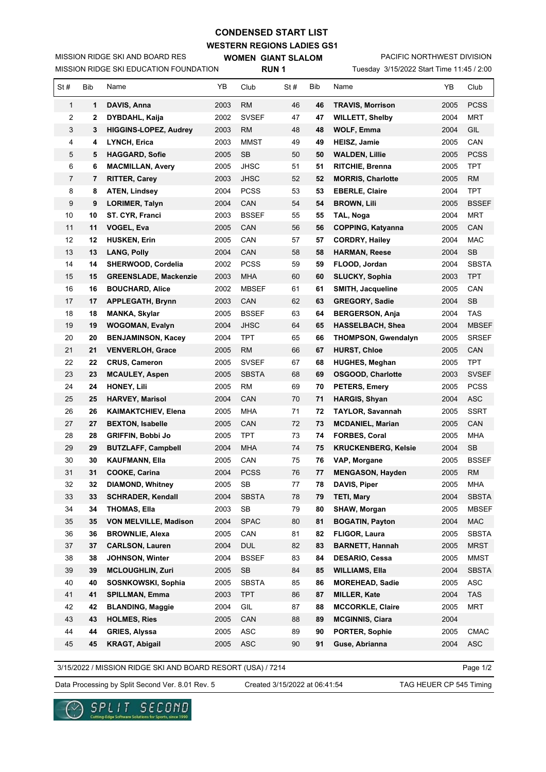# CONDENSED START LIST

## WESTERN REGIONS LADIES GS1

MISSION RIDGE SKI AND BOARD RES
MISSION RIDGE SKI EDUCATION FOUNDATION

**WOMEN GIANT SLALOM**
**RUN 1**

PACIFIC NORTHWEST DIVISION
Tuesday 3/15/2022 Start Time 11:45 / 2:00

| St # | Bib | Name | YB | Club | St # | Bib | Name | YB | Club |
|---|---|---|---|---|---|---|---|---|---|
| 1 | **1** | **DAVIS, Anna** | 2003 | RM | 46 | **46** | **TRAVIS, Morrison** | 2005 | PCSS |
| 2 | **2** | **DYBDAHL, Kaija** | 2002 | SVSEF | 47 | **47** | **WILLETT, Shelby** | 2004 | MRT |
| 3 | **3** | **HIGGINS-LOPEZ, Audrey** | 2003 | RM | 48 | **48** | **WOLF, Emma** | 2004 | GIL |
| 4 | **4** | **LYNCH, Erica** | 2003 | MMST | 49 | **49** | **HEISZ, Jamie** | 2005 | CAN |
| 5 | **5** | **HAGGARD, Sofie** | 2005 | SB | 50 | **50** | **WALDEN, Lillie** | 2005 | PCSS |
| 6 | **6** | **MACMILLAN, Avery** | 2005 | JHSC | 51 | **51** | **RITCHIE, Brenna** | 2005 | TPT |
| 7 | **7** | **RITTER, Carey** | 2003 | JHSC | 52 | **52** | **MORRIS, Charlotte** | 2005 | RM |
| 8 | **8** | **ATEN, Lindsey** | 2004 | PCSS | 53 | **53** | **EBERLE, Claire** | 2004 | TPT |
| 9 | **9** | **LORIMER, Talyn** | 2004 | CAN | 54 | **54** | **BROWN, Lili** | 2005 | BSSEF |
| 10 | **10** | **ST. CYR, Franci** | 2003 | BSSEF | 55 | **55** | **TAL, Noga** | 2004 | MRT |
| 11 | **11** | **VOGEL, Eva** | 2005 | CAN | 56 | **56** | **COPPING, Katyanna** | 2005 | CAN |
| 12 | **12** | **HUSKEN, Erin** | 2005 | CAN | 57 | **57** | **CORDRY, Hailey** | 2004 | MAC |
| 13 | **13** | **LANG, Polly** | 2004 | CAN | 58 | **58** | **HARMAN, Reese** | 2004 | SB |
| 14 | **14** | **SHERWOOD, Cordelia** | 2002 | PCSS | 59 | **59** | **FLOOD, Jordan** | 2004 | SBSTA |
| 15 | **15** | **GREENSLADE, Mackenzie** | 2003 | MHA | 60 | **60** | **SLUCKY, Sophia** | 2003 | TPT |
| 16 | **16** | **BOUCHARD, Alice** | 2002 | MBSEF | 61 | **61** | **SMITH, Jacqueline** | 2005 | CAN |
| 17 | **17** | **APPLEGATH, Brynn** | 2003 | CAN | 62 | **63** | **GREGORY, Sadie** | 2004 | SB |
| 18 | **18** | **MANKA, Skylar** | 2005 | BSSEF | 63 | **64** | **BERGERSON, Anja** | 2004 | TAS |
| 19 | **19** | **WOGOMAN, Evalyn** | 2004 | JHSC | 64 | **65** | **HASSELBACH, Shea** | 2004 | MBSEF |
| 20 | **20** | **BENJAMINSON, Kacey** | 2004 | TPT | 65 | **66** | **THOMPSON, Gwendalyn** | 2005 | SRSEF |
| 21 | **21** | **VENVERLOH, Grace** | 2005 | RM | 66 | **67** | **HURST, Chloe** | 2005 | CAN |
| 22 | **22** | **CRUS, Cameron** | 2005 | SVSEF | 67 | **68** | **HUGHES, Meghan** | 2005 | TPT |
| 23 | **23** | **MCAULEY, Aspen** | 2005 | SBSTA | 68 | **69** | **OSGOOD, Charlotte** | 2003 | SVSEF |
| 24 | **24** | **HONEY, Lili** | 2005 | RM | 69 | **70** | **PETERS, Emery** | 2005 | PCSS |
| 25 | **25** | **HARVEY, Marisol** | 2004 | CAN | 70 | **71** | **HARGIS, Shyan** | 2004 | ASC |
| 26 | **26** | **KAIMAKTCHIEV, Elena** | 2005 | MHA | 71 | **72** | **TAYLOR, Savannah** | 2005 | SSRT |
| 27 | **27** | **BEXTON, Isabelle** | 2005 | CAN | 72 | **73** | **MCDANIEL, Marian** | 2005 | CAN |
| 28 | **28** | **GRIFFIN, Bobbi Jo** | 2005 | TPT | 73 | **74** | **FORBES, Coral** | 2005 | MHA |
| 29 | **29** | **BUTZLAFF, Campbell** | 2004 | MHA | 74 | **75** | **KRUCKENBERG, Kelsie** | 2004 | SB |
| 30 | **30** | **KAUFMANN, Ella** | 2005 | CAN | 75 | **76** | **VAP, Morgane** | 2005 | BSSEF |
| 31 | **31** | **COOKE, Carina** | 2004 | PCSS | 76 | **77** | **MENGASON, Hayden** | 2005 | RM |
| 32 | **32** | **DIAMOND, Whitney** | 2005 | SB | 77 | **78** | **DAVIS, Piper** | 2005 | MHA |
| 33 | **33** | **SCHRADER, Kendall** | 2004 | SBSTA | 78 | **79** | **TETI, Mary** | 2004 | SBSTA |
| 34 | **34** | **THOMAS, Ella** | 2003 | SB | 79 | **80** | **SHAW, Morgan** | 2005 | MBSEF |
| 35 | **35** | **VON MELVILLE, Madison** | 2004 | SPAC | 80 | **81** | **BOGATIN, Payton** | 2004 | MAC |
| 36 | **36** | **BROWNLIE, Alexa** | 2005 | CAN | 81 | **82** | **FLIGOR, Laura** | 2005 | SBSTA |
| 37 | **37** | **CARLSON, Lauren** | 2004 | DUL | 82 | **83** | **BARNETT, Hannah** | 2005 | MRST |
| 38 | **38** | **JOHNSON, Winter** | 2004 | BSSEF | 83 | **84** | **DESARIO, Cessa** | 2005 | MMST |
| 39 | **39** | **MCLOUGHLIN, Zuri** | 2005 | SB | 84 | **85** | **WILLIAMS, Ella** | 2004 | SBSTA |
| 40 | **40** | **SOSNKOWSKI, Sophia** | 2005 | SBSTA | 85 | **86** | **MOREHEAD, Sadie** | 2005 | ASC |
| 41 | **41** | **SPILLMAN, Emma** | 2003 | TPT | 86 | **87** | **MILLER, Kate** | 2004 | TAS |
| 42 | **42** | **BLANDING, Maggie** | 2004 | GIL | 87 | **88** | **MCCORKLE, Claire** | 2005 | MRT |
| 43 | **43** | **HOLMES, Ries** | 2005 | CAN | 88 | **89** | **MCGINNIS, Ciara** | 2004 | |
| 44 | **44** | **GRIES, Alyssa** | 2005 | ASC | 89 | **90** | **PORTER, Sophie** | 2005 | CMAC |
| 45 | **45** | **KRAGT, Abigail** | 2005 | ASC | 90 | **91** | **Guse, Abrianna** | 2004 | ASC |

3/15/2022 / MISSION RIDGE SKI AND BOARD RESORT (USA) / 7214

Data Processing by Split Second Ver. 8.01 Rev. 5 — Created 3/15/2022 at 06:41:54 — TAG HEUER CP 545 Timing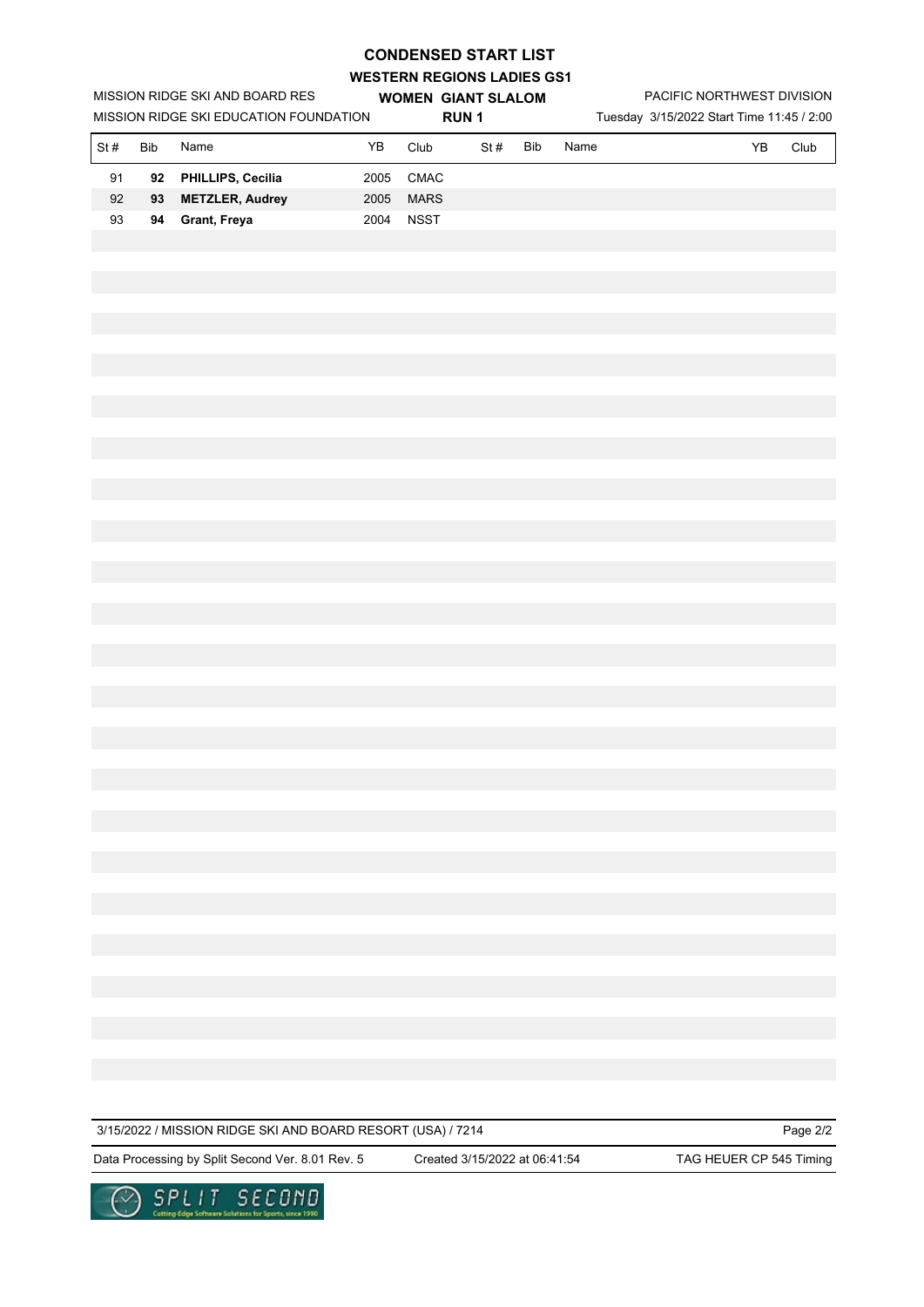# CONDENSED START LIST

## WESTERN REGIONS LADIES GS1

MISSION RIDGE SKI AND BOARD RES
MISSION RIDGE SKI EDUCATION FOUNDATION

**WOMEN GIANT SLALOM**
**RUN 1**

PACIFIC NORTHWEST DIVISION
Tuesday 3/15/2022 Start Time 11:45 / 2:00

| St # | Bib | Name | YB | Club | St # | Bib | Name | YB | Club |
|---|---|---|---|---|---|---|---|---|---|
| 91 | **92** | **PHILLIPS, Cecilia** | 2005 | CMAC | | | | | |
| 92 | **93** | **METZLER, Audrey** | 2005 | MARS | | | | | |
| 93 | **94** | **Grant, Freya** | 2004 | NSST | | | | | |

3/15/2022 / MISSION RIDGE SKI AND BOARD RESORT (USA) / 7214

Data Processing by Split Second Ver. 8.01 Rev. 5 — Created 3/15/2022 at 06:41:54 — TAG HEUER CP 545 Timing